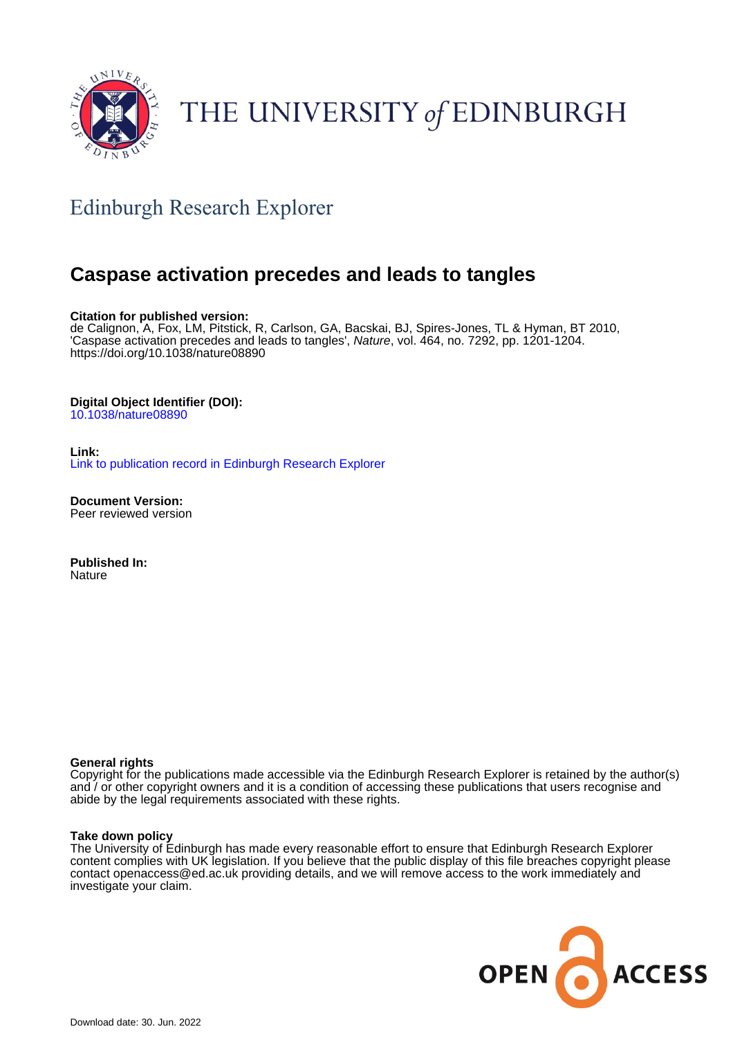THE UNIVERSITY *of* EDINBURGH

## Edinburgh Research Explorer

# Caspase activation precedes and leads to tangles

**Citation for published version:**
de Calignon, A, Fox, LM, Pitstick, R, Carlson, GA, Bacskai, BJ, Spires-Jones, TL & Hyman, BT 2010, 'Caspase activation precedes and leads to tangles', *Nature*, vol. 464, no. 7292, pp. 1201-1204. https://doi.org/10.1038/nature08890

**Digital Object Identifier (DOI):**
10.1038/nature08890

**Link:**
Link to publication record in Edinburgh Research Explorer

**Document Version:**
Peer reviewed version

**Published In:**
Nature

**General rights**
Copyright for the publications made accessible via the Edinburgh Research Explorer is retained by the author(s) and / or other copyright owners and it is a condition of accessing these publications that users recognise and abide by the legal requirements associated with these rights.

**Take down policy**
The University of Edinburgh has made every reasonable effort to ensure that Edinburgh Research Explorer content complies with UK legislation. If you believe that the public display of this file breaches copyright please contact openaccess@ed.ac.uk providing details, and we will remove access to the work immediately and investigate your claim.

OPEN ACCESS

Download date: 30. Jun. 2022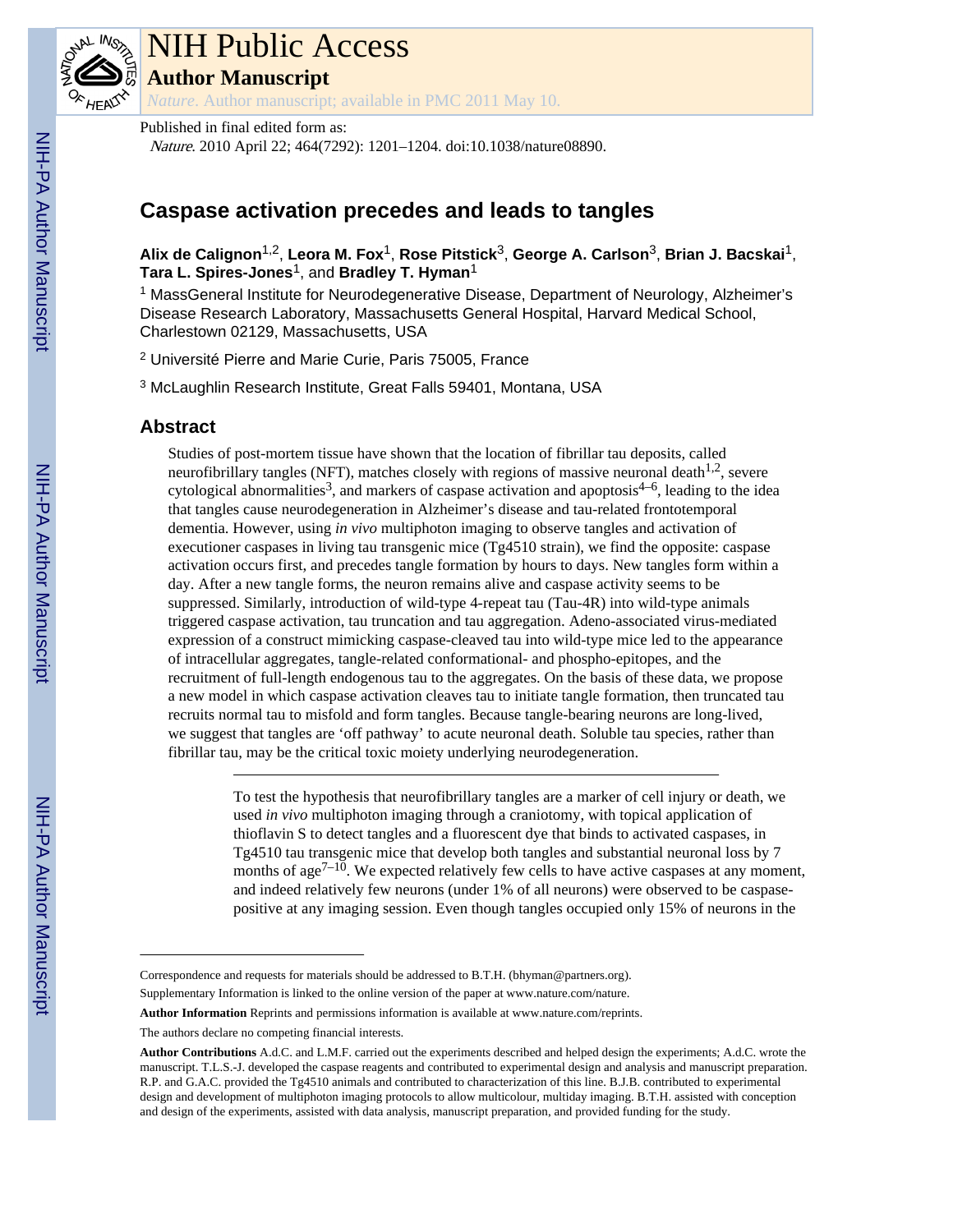Published in final edited form as:

*Nature*. 2010 April 22; 464(7292): 1201–1204. doi:10.1038/nature08890.

# Caspase activation precedes and leads to tangles

**Alix de Calignon**[1,2], **Leora M. Fox**[1], **Rose Pitstick**[3], **George A. Carlson**[3], **Brian J. Bacskai**[1], **Tara L. Spires-Jones**[1], and **Bradley T. Hyman**[1]

[1] MassGeneral Institute for Neurodegenerative Disease, Department of Neurology, Alzheimer's Disease Research Laboratory, Massachusetts General Hospital, Harvard Medical School, Charlestown 02129, Massachusetts, USA

[2] Université Pierre and Marie Curie, Paris 75005, France

[3] McLaughlin Research Institute, Great Falls 59401, Montana, USA

## Abstract

Studies of post-mortem tissue have shown that the location of fibrillar tau deposits, called neurofibrillary tangles (NFT), matches closely with regions of massive neuronal death[1,2], severe cytological abnormalities[3], and markers of caspase activation and apoptosis[4–6], leading to the idea that tangles cause neurodegeneration in Alzheimer's disease and tau-related frontotemporal dementia. However, using *in vivo* multiphoton imaging to observe tangles and activation of executioner caspases in living tau transgenic mice (Tg4510 strain), we find the opposite: caspase activation occurs first, and precedes tangle formation by hours to days. New tangles form within a day. After a new tangle forms, the neuron remains alive and caspase activity seems to be suppressed. Similarly, introduction of wild-type 4-repeat tau (Tau-4R) into wild-type animals triggered caspase activation, tau truncation and tau aggregation. Adeno-associated virus-mediated expression of a construct mimicking caspase-cleaved tau into wild-type mice led to the appearance of intracellular aggregates, tangle-related conformational- and phospho-epitopes, and the recruitment of full-length endogenous tau to the aggregates. On the basis of these data, we propose a new model in which caspase activation cleaves tau to initiate tangle formation, then truncated tau recruits normal tau to misfold and form tangles. Because tangle-bearing neurons are long-lived, we suggest that tangles are 'off pathway' to acute neuronal death. Soluble tau species, rather than fibrillar tau, may be the critical toxic moiety underlying neurodegeneration.

---

To test the hypothesis that neurofibrillary tangles are a marker of cell injury or death, we used *in vivo* multiphoton imaging through a craniotomy, with topical application of thioflavin S to detect tangles and a fluorescent dye that binds to activated caspases, in Tg4510 tau transgenic mice that develop both tangles and substantial neuronal loss by 7 months of age[7–10]. We expected relatively few cells to have active caspases at any moment, and indeed relatively few neurons (under 1% of all neurons) were observed to be caspase-positive at any imaging session. Even though tangles occupied only 15% of neurons in the

---

Correspondence and requests for materials should be addressed to B.T.H. (bhyman@partners.org).

Supplementary Information is linked to the online version of the paper at www.nature.com/nature.

**Author Information** Reprints and permissions information is available at www.nature.com/reprints.

The authors declare no competing financial interests.

**Author Contributions** A.d.C. and L.M.F. carried out the experiments described and helped design the experiments; A.d.C. wrote the manuscript. T.L.S.-J. developed the caspase reagents and contributed to experimental design and analysis and manuscript preparation. R.P. and G.A.C. provided the Tg4510 animals and contributed to characterization of this line. B.J.B. contributed to experimental design and development of multiphoton imaging protocols to allow multicolour, multiday imaging. B.T.H. assisted with conception and design of the experiments, assisted with data analysis, manuscript preparation, and provided funding for the study.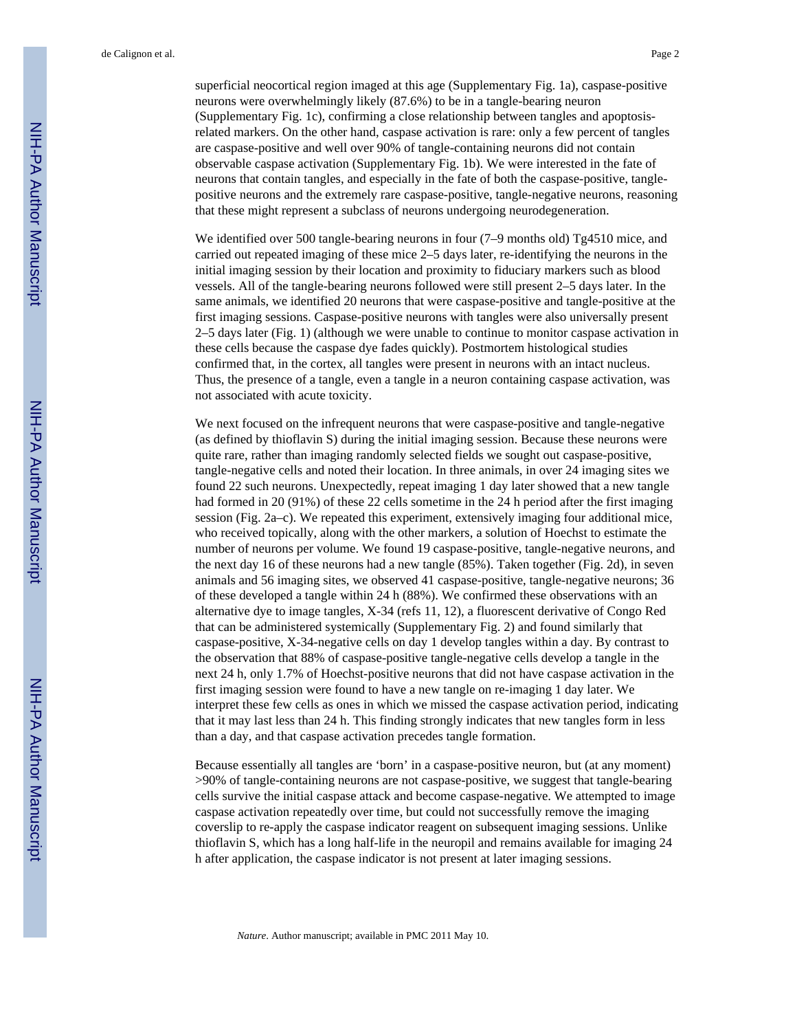superficial neocortical region imaged at this age (Supplementary Fig. 1a), caspase-positive neurons were overwhelmingly likely (87.6%) to be in a tangle-bearing neuron (Supplementary Fig. 1c), confirming a close relationship between tangles and apoptosis-related markers. On the other hand, caspase activation is rare: only a few percent of tangles are caspase-positive and well over 90% of tangle-containing neurons did not contain observable caspase activation (Supplementary Fig. 1b). We were interested in the fate of neurons that contain tangles, and especially in the fate of both the caspase-positive, tangle-positive neurons and the extremely rare caspase-positive, tangle-negative neurons, reasoning that these might represent a subclass of neurons undergoing neurodegeneration.

We identified over 500 tangle-bearing neurons in four (7–9 months old) Tg4510 mice, and carried out repeated imaging of these mice 2–5 days later, re-identifying the neurons in the initial imaging session by their location and proximity to fiduciary markers such as blood vessels. All of the tangle-bearing neurons followed were still present 2–5 days later. In the same animals, we identified 20 neurons that were caspase-positive and tangle-positive at the first imaging sessions. Caspase-positive neurons with tangles were also universally present 2–5 days later (Fig. 1) (although we were unable to continue to monitor caspase activation in these cells because the caspase dye fades quickly). Postmortem histological studies confirmed that, in the cortex, all tangles were present in neurons with an intact nucleus. Thus, the presence of a tangle, even a tangle in a neuron containing caspase activation, was not associated with acute toxicity.

We next focused on the infrequent neurons that were caspase-positive and tangle-negative (as defined by thioflavin S) during the initial imaging session. Because these neurons were quite rare, rather than imaging randomly selected fields we sought out caspase-positive, tangle-negative cells and noted their location. In three animals, in over 24 imaging sites we found 22 such neurons. Unexpectedly, repeat imaging 1 day later showed that a new tangle had formed in 20 (91%) of these 22 cells sometime in the 24 h period after the first imaging session (Fig. 2a–c). We repeated this experiment, extensively imaging four additional mice, who received topically, along with the other markers, a solution of Hoechst to estimate the number of neurons per volume. We found 19 caspase-positive, tangle-negative neurons, and the next day 16 of these neurons had a new tangle (85%). Taken together (Fig. 2d), in seven animals and 56 imaging sites, we observed 41 caspase-positive, tangle-negative neurons; 36 of these developed a tangle within 24 h (88%). We confirmed these observations with an alternative dye to image tangles, X-34 (refs 11, 12), a fluorescent derivative of Congo Red that can be administered systemically (Supplementary Fig. 2) and found similarly that caspase-positive, X-34-negative cells on day 1 develop tangles within a day. By contrast to the observation that 88% of caspase-positive tangle-negative cells develop a tangle in the next 24 h, only 1.7% of Hoechst-positive neurons that did not have caspase activation in the first imaging session were found to have a new tangle on re-imaging 1 day later. We interpret these few cells as ones in which we missed the caspase activation period, indicating that it may last less than 24 h. This finding strongly indicates that new tangles form in less than a day, and that caspase activation precedes tangle formation.

Because essentially all tangles are 'born' in a caspase-positive neuron, but (at any moment) >90% of tangle-containing neurons are not caspase-positive, we suggest that tangle-bearing cells survive the initial caspase attack and become caspase-negative. We attempted to image caspase activation repeatedly over time, but could not successfully remove the imaging coverslip to re-apply the caspase indicator reagent on subsequent imaging sessions. Unlike thioflavin S, which has a long half-life in the neuropil and remains available for imaging 24 h after application, the caspase indicator is not present at later imaging sessions.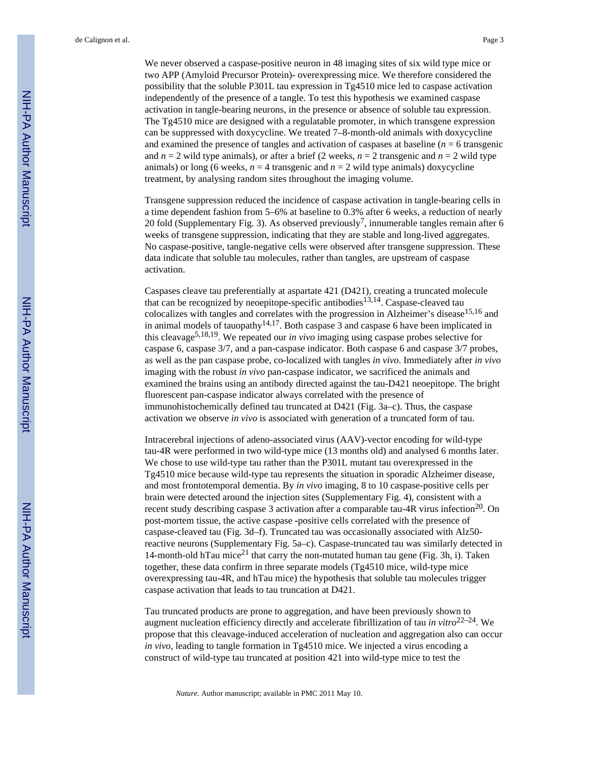We never observed a caspase-positive neuron in 48 imaging sites of six wild type mice or two APP (Amyloid Precursor Protein)- overexpressing mice. We therefore considered the possibility that the soluble P301L tau expression in Tg4510 mice led to caspase activation independently of the presence of a tangle. To test this hypothesis we examined caspase activation in tangle-bearing neurons, in the presence or absence of soluble tau expression. The Tg4510 mice are designed with a regulatable promoter, in which transgene expression can be suppressed with doxycycline. We treated 7–8-month-old animals with doxycycline and examined the presence of tangles and activation of caspases at baseline ($n$ = 6 transgenic and $n$ = 2 wild type animals), or after a brief (2 weeks, $n$ = 2 transgenic and $n$ = 2 wild type animals) or long (6 weeks, $n$ = 4 transgenic and $n$ = 2 wild type animals) doxycycline treatment, by analysing random sites throughout the imaging volume.

Transgene suppression reduced the incidence of caspase activation in tangle-bearing cells in a time dependent fashion from 5–6% at baseline to 0.3% after 6 weeks, a reduction of nearly 20 fold (Supplementary Fig. 3). As observed previously[7], innumerable tangles remain after 6 weeks of transgene suppression, indicating that they are stable and long-lived aggregates. No caspase-positive, tangle-negative cells were observed after transgene suppression. These data indicate that soluble tau molecules, rather than tangles, are upstream of caspase activation.

Caspases cleave tau preferentially at aspartate 421 (D421), creating a truncated molecule that can be recognized by neoepitope-specific antibodies[13,14]. Caspase-cleaved tau colocalizes with tangles and correlates with the progression in Alzheimer's disease[15,16] and in animal models of tauopathy[14,17]. Both caspase 3 and caspase 6 have been implicated in this cleavage[5,18,19]. We repeated our *in vivo* imaging using caspase probes selective for caspase 6, caspase 3/7, and a pan-caspase indicator. Both caspase 6 and caspase 3/7 probes, as well as the pan caspase probe, co-localized with tangles *in vivo*. Immediately after *in vivo* imaging with the robust *in vivo* pan-caspase indicator, we sacrificed the animals and examined the brains using an antibody directed against the tau-D421 neoepitope. The bright fluorescent pan-caspase indicator always correlated with the presence of immunohistochemically defined tau truncated at D421 (Fig. 3a–c). Thus, the caspase activation we observe *in vivo* is associated with generation of a truncated form of tau.

Intracerebral injections of adeno-associated virus (AAV)-vector encoding for wild-type tau-4R were performed in two wild-type mice (13 months old) and analysed 6 months later. We chose to use wild-type tau rather than the P301L mutant tau overexpressed in the Tg4510 mice because wild-type tau represents the situation in sporadic Alzheimer disease, and most frontotemporal dementia. By *in vivo* imaging, 8 to 10 caspase-positive cells per brain were detected around the injection sites (Supplementary Fig. 4), consistent with a recent study describing caspase 3 activation after a comparable tau-4R virus infection[20]. On post-mortem tissue, the active caspase -positive cells correlated with the presence of caspase-cleaved tau (Fig. 3d–f). Truncated tau was occasionally associated with Alz50-reactive neurons (Supplementary Fig. 5a–c). Caspase-truncated tau was similarly detected in 14-month-old hTau mice[21] that carry the non-mutated human tau gene (Fig. 3h, i). Taken together, these data confirm in three separate models (Tg4510 mice, wild-type mice overexpressing tau-4R, and hTau mice) the hypothesis that soluble tau molecules trigger caspase activation that leads to tau truncation at D421.

Tau truncated products are prone to aggregation, and have been previously shown to augment nucleation efficiency directly and accelerate fibrillization of tau *in vitro*[22–24]. We propose that this cleavage-induced acceleration of nucleation and aggregation also can occur *in vivo*, leading to tangle formation in Tg4510 mice. We injected a virus encoding a construct of wild-type tau truncated at position 421 into wild-type mice to test the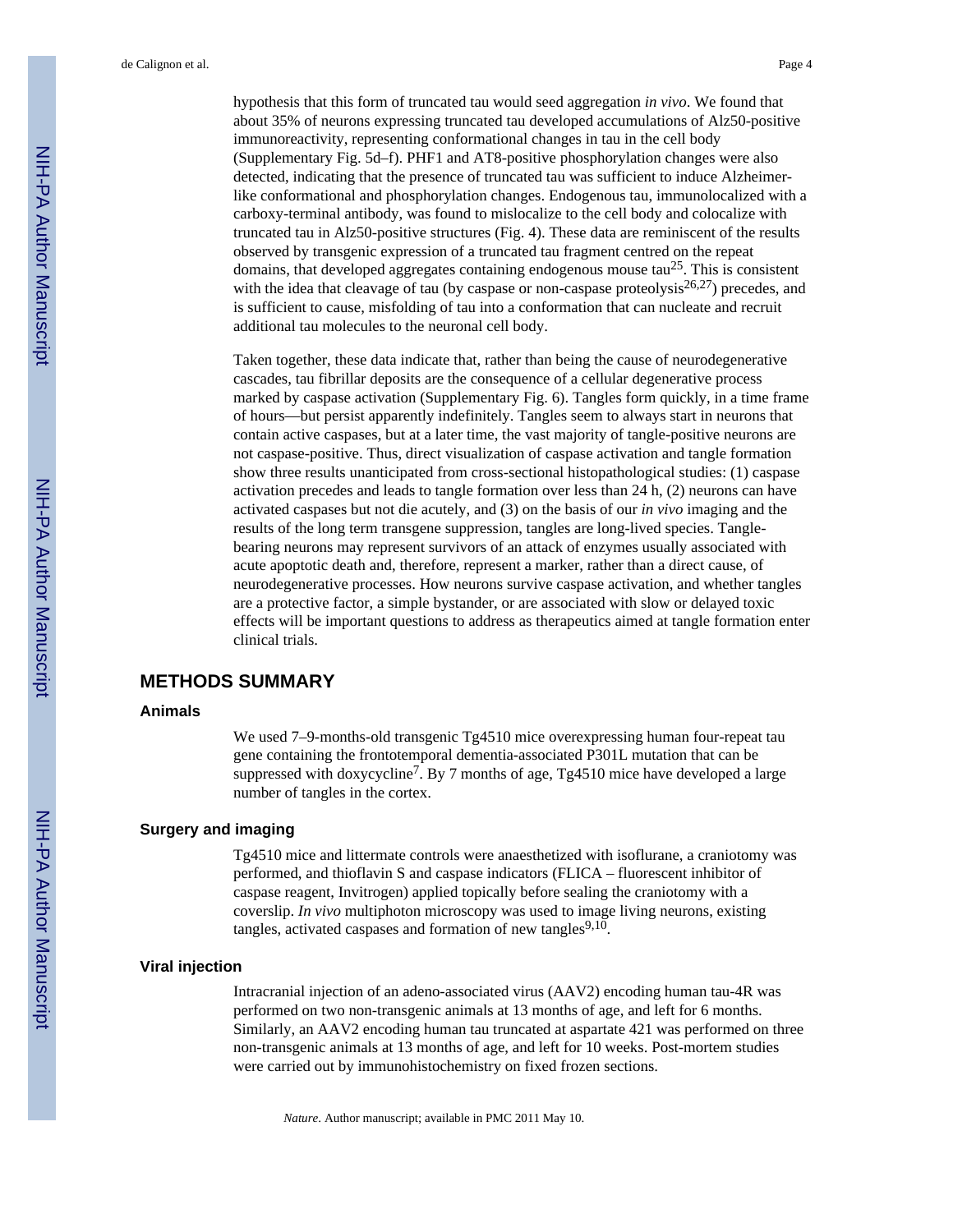hypothesis that this form of truncated tau would seed aggregation *in vivo*. We found that about 35% of neurons expressing truncated tau developed accumulations of Alz50-positive immunoreactivity, representing conformational changes in tau in the cell body (Supplementary Fig. 5d–f). PHF1 and AT8-positive phosphorylation changes were also detected, indicating that the presence of truncated tau was sufficient to induce Alzheimer-like conformational and phosphorylation changes. Endogenous tau, immunolocalized with a carboxy-terminal antibody, was found to mislocalize to the cell body and colocalize with truncated tau in Alz50-positive structures (Fig. 4). These data are reminiscent of the results observed by transgenic expression of a truncated tau fragment centred on the repeat domains, that developed aggregates containing endogenous mouse tau[25]. This is consistent with the idea that cleavage of tau (by caspase or non-caspase proteolysis[26,27]) precedes, and is sufficient to cause, misfolding of tau into a conformation that can nucleate and recruit additional tau molecules to the neuronal cell body.

Taken together, these data indicate that, rather than being the cause of neurodegenerative cascades, tau fibrillar deposits are the consequence of a cellular degenerative process marked by caspase activation (Supplementary Fig. 6). Tangles form quickly, in a time frame of hours—but persist apparently indefinitely. Tangles seem to always start in neurons that contain active caspases, but at a later time, the vast majority of tangle-positive neurons are not caspase-positive. Thus, direct visualization of caspase activation and tangle formation show three results unanticipated from cross-sectional histopathological studies: (1) caspase activation precedes and leads to tangle formation over less than 24 h, (2) neurons can have activated caspases but not die acutely, and (3) on the basis of our *in vivo* imaging and the results of the long term transgene suppression, tangles are long-lived species. Tangle-bearing neurons may represent survivors of an attack of enzymes usually associated with acute apoptotic death and, therefore, represent a marker, rather than a direct cause, of neurodegenerative processes. How neurons survive caspase activation, and whether tangles are a protective factor, a simple bystander, or are associated with slow or delayed toxic effects will be important questions to address as therapeutics aimed at tangle formation enter clinical trials.

## METHODS SUMMARY

### Animals

We used 7–9-months-old transgenic Tg4510 mice overexpressing human four-repeat tau gene containing the frontotemporal dementia-associated P301L mutation that can be suppressed with doxycycline[7]. By 7 months of age, Tg4510 mice have developed a large number of tangles in the cortex.

### Surgery and imaging

Tg4510 mice and littermate controls were anaesthetized with isoflurane, a craniotomy was performed, and thioflavin S and caspase indicators (FLICA – fluorescent inhibitor of caspase reagent, Invitrogen) applied topically before sealing the craniotomy with a coverslip. *In vivo* multiphoton microscopy was used to image living neurons, existing tangles, activated caspases and formation of new tangles[9,10].

### Viral injection

Intracranial injection of an adeno-associated virus (AAV2) encoding human tau-4R was performed on two non-transgenic animals at 13 months of age, and left for 6 months. Similarly, an AAV2 encoding human tau truncated at aspartate 421 was performed on three non-transgenic animals at 13 months of age, and left for 10 weeks. Post-mortem studies were carried out by immunohistochemistry on fixed frozen sections.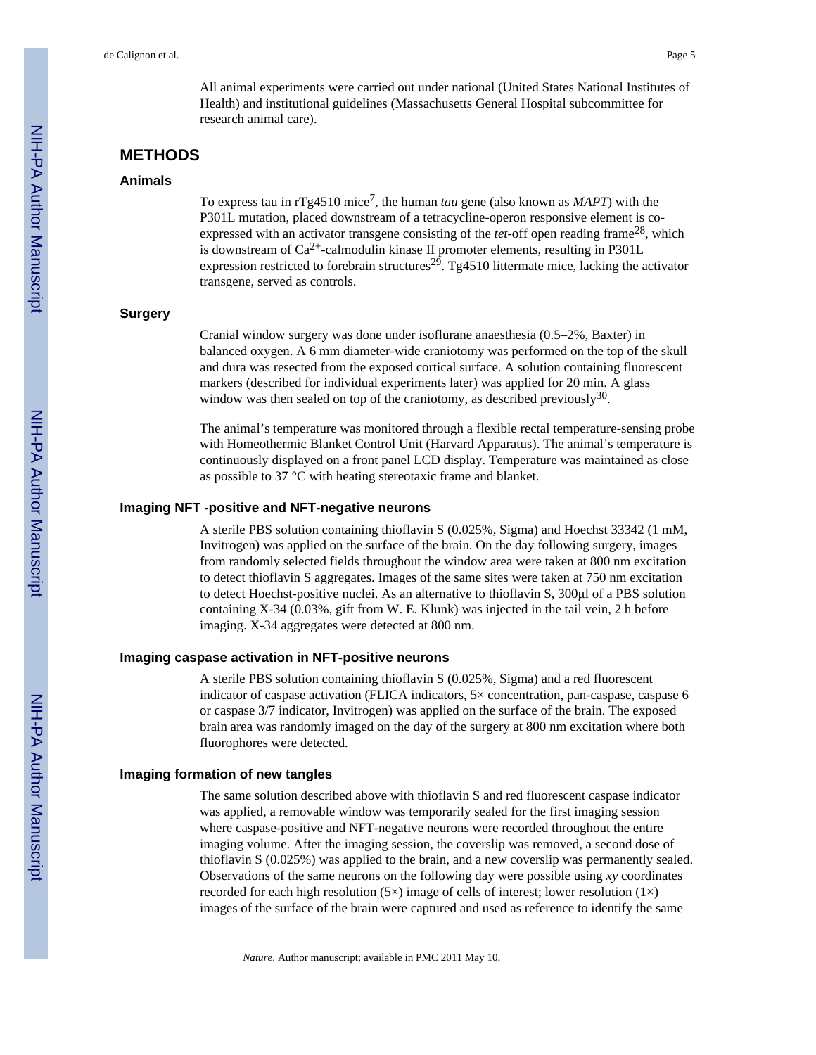All animal experiments were carried out under national (United States National Institutes of Health) and institutional guidelines (Massachusetts General Hospital subcommittee for research animal care).

## METHODS

### Animals

To express tau in rTg4510 mice[7], the human *tau* gene (also known as *MAPT*) with the P301L mutation, placed downstream of a tetracycline-operon responsive element is co-expressed with an activator transgene consisting of the *tet*-off open reading frame[28], which is downstream of $Ca^{2+}$-calmodulin kinase II promoter elements, resulting in P301L expression restricted to forebrain structures[29]. Tg4510 littermate mice, lacking the activator transgene, served as controls.

### Surgery

Cranial window surgery was done under isoflurane anaesthesia (0.5–2%, Baxter) in balanced oxygen. A 6 mm diameter-wide craniotomy was performed on the top of the skull and dura was resected from the exposed cortical surface. A solution containing fluorescent markers (described for individual experiments later) was applied for 20 min. A glass window was then sealed on top of the craniotomy, as described previously[30].

The animal's temperature was monitored through a flexible rectal temperature-sensing probe with Homeothermic Blanket Control Unit (Harvard Apparatus). The animal's temperature is continuously displayed on a front panel LCD display. Temperature was maintained as close as possible to 37 °C with heating stereotaxic frame and blanket.

### Imaging NFT -positive and NFT-negative neurons

A sterile PBS solution containing thioflavin S (0.025%, Sigma) and Hoechst 33342 (1 mM, Invitrogen) was applied on the surface of the brain. On the day following surgery, images from randomly selected fields throughout the window area were taken at 800 nm excitation to detect thioflavin S aggregates. Images of the same sites were taken at 750 nm excitation to detect Hoechst-positive nuclei. As an alternative to thioflavin S, 300μl of a PBS solution containing X-34 (0.03%, gift from W. E. Klunk) was injected in the tail vein, 2 h before imaging. X-34 aggregates were detected at 800 nm.

### Imaging caspase activation in NFT-positive neurons

A sterile PBS solution containing thioflavin S (0.025%, Sigma) and a red fluorescent indicator of caspase activation (FLICA indicators, 5× concentration, pan-caspase, caspase 6 or caspase 3/7 indicator, Invitrogen) was applied on the surface of the brain. The exposed brain area was randomly imaged on the day of the surgery at 800 nm excitation where both fluorophores were detected.

### Imaging formation of new tangles

The same solution described above with thioflavin S and red fluorescent caspase indicator was applied, a removable window was temporarily sealed for the first imaging session where caspase-positive and NFT-negative neurons were recorded throughout the entire imaging volume. After the imaging session, the coverslip was removed, a second dose of thioflavin S (0.025%) was applied to the brain, and a new coverslip was permanently sealed. Observations of the same neurons on the following day were possible using *xy* coordinates recorded for each high resolution (5×) image of cells of interest; lower resolution (1×) images of the surface of the brain were captured and used as reference to identify the same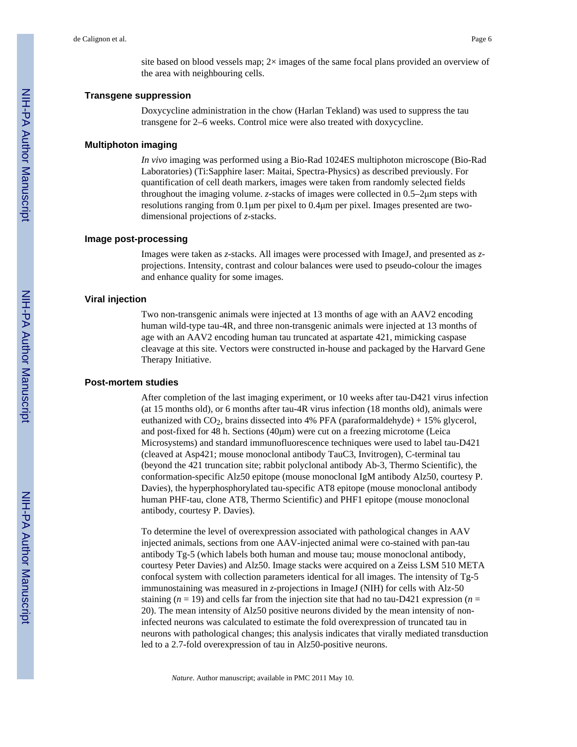site based on blood vessels map; 2× images of the same focal plans provided an overview of the area with neighbouring cells.

### Transgene suppression

Doxycycline administration in the chow (Harlan Tekland) was used to suppress the tau transgene for 2–6 weeks. Control mice were also treated with doxycycline.

### Multiphoton imaging

*In vivo* imaging was performed using a Bio-Rad 1024ES multiphoton microscope (Bio-Rad Laboratories) (Ti:Sapphire laser: Maitai, Spectra-Physics) as described previously. For quantification of cell death markers, images were taken from randomly selected fields throughout the imaging volume. *z*-stacks of images were collected in 0.5–2μm steps with resolutions ranging from 0.1μm per pixel to 0.4μm per pixel. Images presented are two-dimensional projections of *z*-stacks.

### Image post-processing

Images were taken as *z*-stacks. All images were processed with ImageJ, and presented as *z*-projections. Intensity, contrast and colour balances were used to pseudo-colour the images and enhance quality for some images.

### Viral injection

Two non-transgenic animals were injected at 13 months of age with an AAV2 encoding human wild-type tau-4R, and three non-transgenic animals were injected at 13 months of age with an AAV2 encoding human tau truncated at aspartate 421, mimicking caspase cleavage at this site. Vectors were constructed in-house and packaged by the Harvard Gene Therapy Initiative.

### Post-mortem studies

After completion of the last imaging experiment, or 10 weeks after tau-D421 virus infection (at 15 months old), or 6 months after tau-4R virus infection (18 months old), animals were euthanized with $CO_2$, brains dissected into 4% PFA (paraformaldehyde) + 15% glycerol, and post-fixed for 48 h. Sections (40μm) were cut on a freezing microtome (Leica Microsystems) and standard immunofluorescence techniques were used to label tau-D421 (cleaved at Asp421; mouse monoclonal antibody TauC3, Invitrogen), C-terminal tau (beyond the 421 truncation site; rabbit polyclonal antibody Ab-3, Thermo Scientific), the conformation-specific Alz50 epitope (mouse monoclonal IgM antibody Alz50, courtesy P. Davies), the hyperphosphorylated tau-specific AT8 epitope (mouse monoclonal antibody human PHF-tau, clone AT8, Thermo Scientific) and PHF1 epitope (mouse monoclonal antibody, courtesy P. Davies).

To determine the level of overexpression associated with pathological changes in AAV injected animals, sections from one AAV-injected animal were co-stained with pan-tau antibody Tg-5 (which labels both human and mouse tau; mouse monoclonal antibody, courtesy Peter Davies) and Alz50. Image stacks were acquired on a Zeiss LSM 510 META confocal system with collection parameters identical for all images. The intensity of Tg-5 immunostaining was measured in *z*-projections in ImageJ (NIH) for cells with Alz-50 staining ($n = 19$) and cells far from the injection site that had no tau-D421 expression ($n = 20$). The mean intensity of Alz50 positive neurons divided by the mean intensity of non-infected neurons was calculated to estimate the fold overexpression of truncated tau in neurons with pathological changes; this analysis indicates that virally mediated transduction led to a 2.7-fold overexpression of tau in Alz50-positive neurons.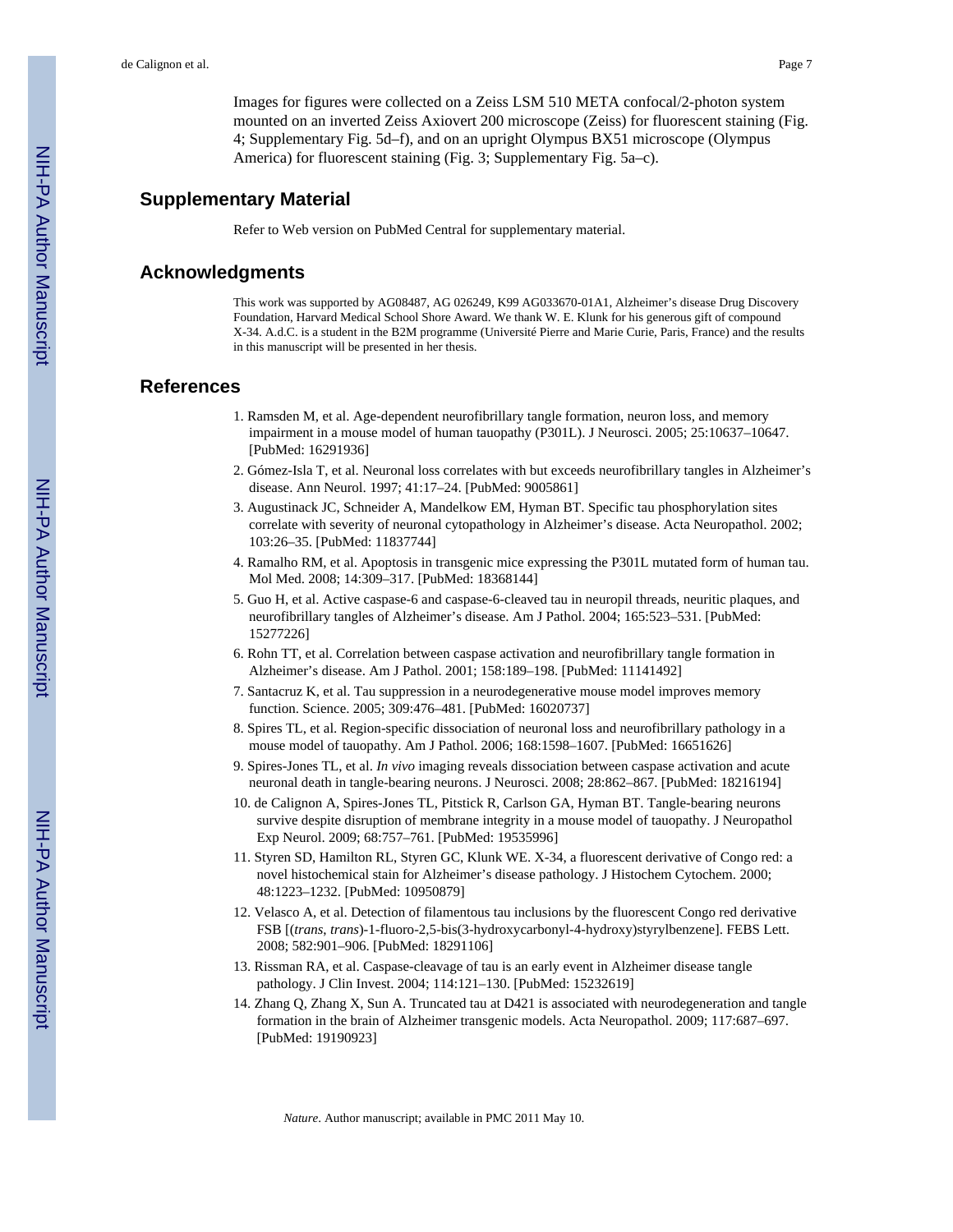Images for figures were collected on a Zeiss LSM 510 META confocal/2-photon system mounted on an inverted Zeiss Axiovert 200 microscope (Zeiss) for fluorescent staining (Fig. 4; Supplementary Fig. 5d–f), and on an upright Olympus BX51 microscope (Olympus America) for fluorescent staining (Fig. 3; Supplementary Fig. 5a–c).

## Supplementary Material

Refer to Web version on PubMed Central for supplementary material.

## Acknowledgments

This work was supported by AG08487, AG 026249, K99 AG033670-01A1, Alzheimer's disease Drug Discovery Foundation, Harvard Medical School Shore Award. We thank W. E. Klunk for his generous gift of compound X-34. A.d.C. is a student in the B2M programme (Université Pierre and Marie Curie, Paris, France) and the results in this manuscript will be presented in her thesis.

## References

1. Ramsden M, et al. Age-dependent neurofibrillary tangle formation, neuron loss, and memory impairment in a mouse model of human tauopathy (P301L). J Neurosci. 2005; 25:10637–10647. [PubMed: 16291936]
2. Gómez-Isla T, et al. Neuronal loss correlates with but exceeds neurofibrillary tangles in Alzheimer's disease. Ann Neurol. 1997; 41:17–24. [PubMed: 9005861]
3. Augustinack JC, Schneider A, Mandelkow EM, Hyman BT. Specific tau phosphorylation sites correlate with severity of neuronal cytopathology in Alzheimer's disease. Acta Neuropathol. 2002; 103:26–35. [PubMed: 11837744]
4. Ramalho RM, et al. Apoptosis in transgenic mice expressing the P301L mutated form of human tau. Mol Med. 2008; 14:309–317. [PubMed: 18368144]
5. Guo H, et al. Active caspase-6 and caspase-6-cleaved tau in neuropil threads, neuritic plaques, and neurofibrillary tangles of Alzheimer's disease. Am J Pathol. 2004; 165:523–531. [PubMed: 15277226]
6. Rohn TT, et al. Correlation between caspase activation and neurofibrillary tangle formation in Alzheimer's disease. Am J Pathol. 2001; 158:189–198. [PubMed: 11141492]
7. Santacruz K, et al. Tau suppression in a neurodegenerative mouse model improves memory function. Science. 2005; 309:476–481. [PubMed: 16020737]
8. Spires TL, et al. Region-specific dissociation of neuronal loss and neurofibrillary pathology in a mouse model of tauopathy. Am J Pathol. 2006; 168:1598–1607. [PubMed: 16651626]
9. Spires-Jones TL, et al. *In vivo* imaging reveals dissociation between caspase activation and acute neuronal death in tangle-bearing neurons. J Neurosci. 2008; 28:862–867. [PubMed: 18216194]
10. de Calignon A, Spires-Jones TL, Pitstick R, Carlson GA, Hyman BT. Tangle-bearing neurons survive despite disruption of membrane integrity in a mouse model of tauopathy. J Neuropathol Exp Neurol. 2009; 68:757–761. [PubMed: 19535996]
11. Styren SD, Hamilton RL, Styren GC, Klunk WE. X-34, a fluorescent derivative of Congo red: a novel histochemical stain for Alzheimer's disease pathology. J Histochem Cytochem. 2000; 48:1223–1232. [PubMed: 10950879]
12. Velasco A, et al. Detection of filamentous tau inclusions by the fluorescent Congo red derivative FSB [(*trans*, *trans*)-1-fluoro-2,5-bis(3-hydroxycarbonyl-4-hydroxy)styrylbenzene]. FEBS Lett. 2008; 582:901–906. [PubMed: 18291106]
13. Rissman RA, et al. Caspase-cleavage of tau is an early event in Alzheimer disease tangle pathology. J Clin Invest. 2004; 114:121–130. [PubMed: 15232619]
14. Zhang Q, Zhang X, Sun A. Truncated tau at D421 is associated with neurodegeneration and tangle formation in the brain of Alzheimer transgenic models. Acta Neuropathol. 2009; 117:687–697. [PubMed: 19190923]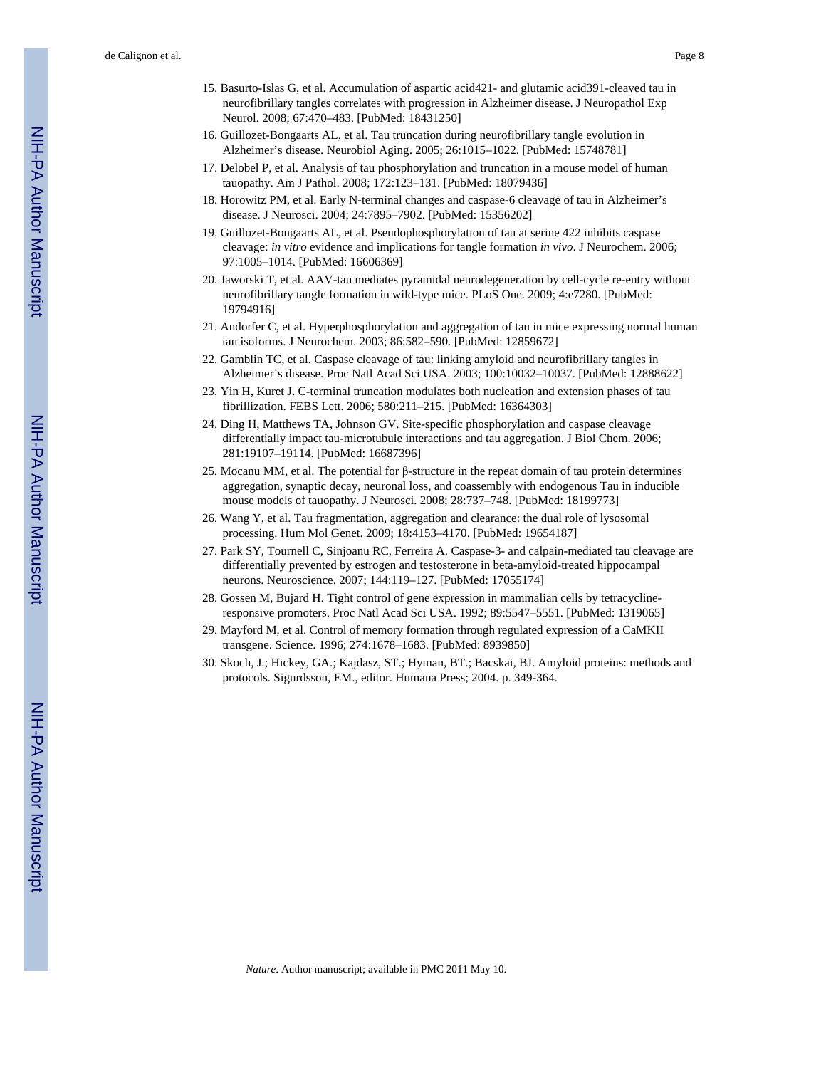15. Basurto-Islas G, et al. Accumulation of aspartic acid421- and glutamic acid391-cleaved tau in neurofibrillary tangles correlates with progression in Alzheimer disease. J Neuropathol Exp Neurol. 2008; 67:470–483. [PubMed: 18431250]
16. Guillozet-Bongaarts AL, et al. Tau truncation during neurofibrillary tangle evolution in Alzheimer's disease. Neurobiol Aging. 2005; 26:1015–1022. [PubMed: 15748781]
17. Delobel P, et al. Analysis of tau phosphorylation and truncation in a mouse model of human tauopathy. Am J Pathol. 2008; 172:123–131. [PubMed: 18079436]
18. Horowitz PM, et al. Early N-terminal changes and caspase-6 cleavage of tau in Alzheimer's disease. J Neurosci. 2004; 24:7895–7902. [PubMed: 15356202]
19. Guillozet-Bongaarts AL, et al. Pseudophosphorylation of tau at serine 422 inhibits caspase cleavage: *in vitro* evidence and implications for tangle formation *in vivo*. J Neurochem. 2006; 97:1005–1014. [PubMed: 16606369]
20. Jaworski T, et al. AAV-tau mediates pyramidal neurodegeneration by cell-cycle re-entry without neurofibrillary tangle formation in wild-type mice. PLoS One. 2009; 4:e7280. [PubMed: 19794916]
21. Andorfer C, et al. Hyperphosphorylation and aggregation of tau in mice expressing normal human tau isoforms. J Neurochem. 2003; 86:582–590. [PubMed: 12859672]
22. Gamblin TC, et al. Caspase cleavage of tau: linking amyloid and neurofibrillary tangles in Alzheimer's disease. Proc Natl Acad Sci USA. 2003; 100:10032–10037. [PubMed: 12888622]
23. Yin H, Kuret J. C-terminal truncation modulates both nucleation and extension phases of tau fibrillization. FEBS Lett. 2006; 580:211–215. [PubMed: 16364303]
24. Ding H, Matthews TA, Johnson GV. Site-specific phosphorylation and caspase cleavage differentially impact tau-microtubule interactions and tau aggregation. J Biol Chem. 2006; 281:19107–19114. [PubMed: 16687396]
25. Mocanu MM, et al. The potential for β-structure in the repeat domain of tau protein determines aggregation, synaptic decay, neuronal loss, and coassembly with endogenous Tau in inducible mouse models of tauopathy. J Neurosci. 2008; 28:737–748. [PubMed: 18199773]
26. Wang Y, et al. Tau fragmentation, aggregation and clearance: the dual role of lysosomal processing. Hum Mol Genet. 2009; 18:4153–4170. [PubMed: 19654187]
27. Park SY, Tournell C, Sinjoanu RC, Ferreira A. Caspase-3- and calpain-mediated tau cleavage are differentially prevented by estrogen and testosterone in beta-amyloid-treated hippocampal neurons. Neuroscience. 2007; 144:119–127. [PubMed: 17055174]
28. Gossen M, Bujard H. Tight control of gene expression in mammalian cells by tetracycline-responsive promoters. Proc Natl Acad Sci USA. 1992; 89:5547–5551. [PubMed: 1319065]
29. Mayford M, et al. Control of memory formation through regulated expression of a CaMKII transgene. Science. 1996; 274:1678–1683. [PubMed: 8939850]
30. Skoch, J.; Hickey, GA.; Kajdasz, ST.; Hyman, BT.; Bacskai, BJ. Amyloid proteins: methods and protocols. Sigurdsson, EM., editor. Humana Press; 2004. p. 349-364.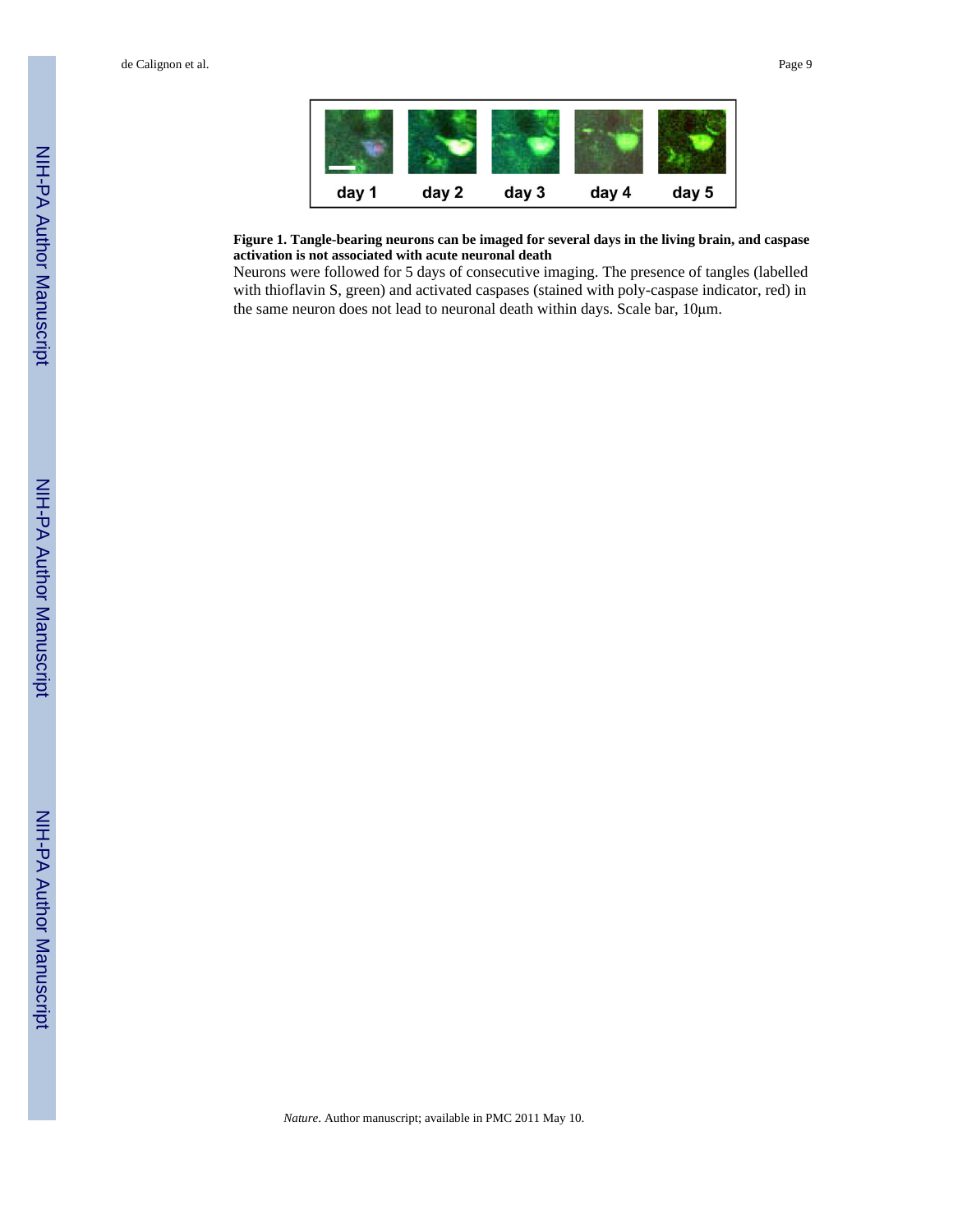**Figure 1. Tangle-bearing neurons can be imaged for several days in the living brain, and caspase activation is not associated with acute neuronal death**

Neurons were followed for 5 days of consecutive imaging. The presence of tangles (labelled with thioflavin S, green) and activated caspases (stained with poly-caspase indicator, red) in the same neuron does not lead to neuronal death within days. Scale bar, 10μm.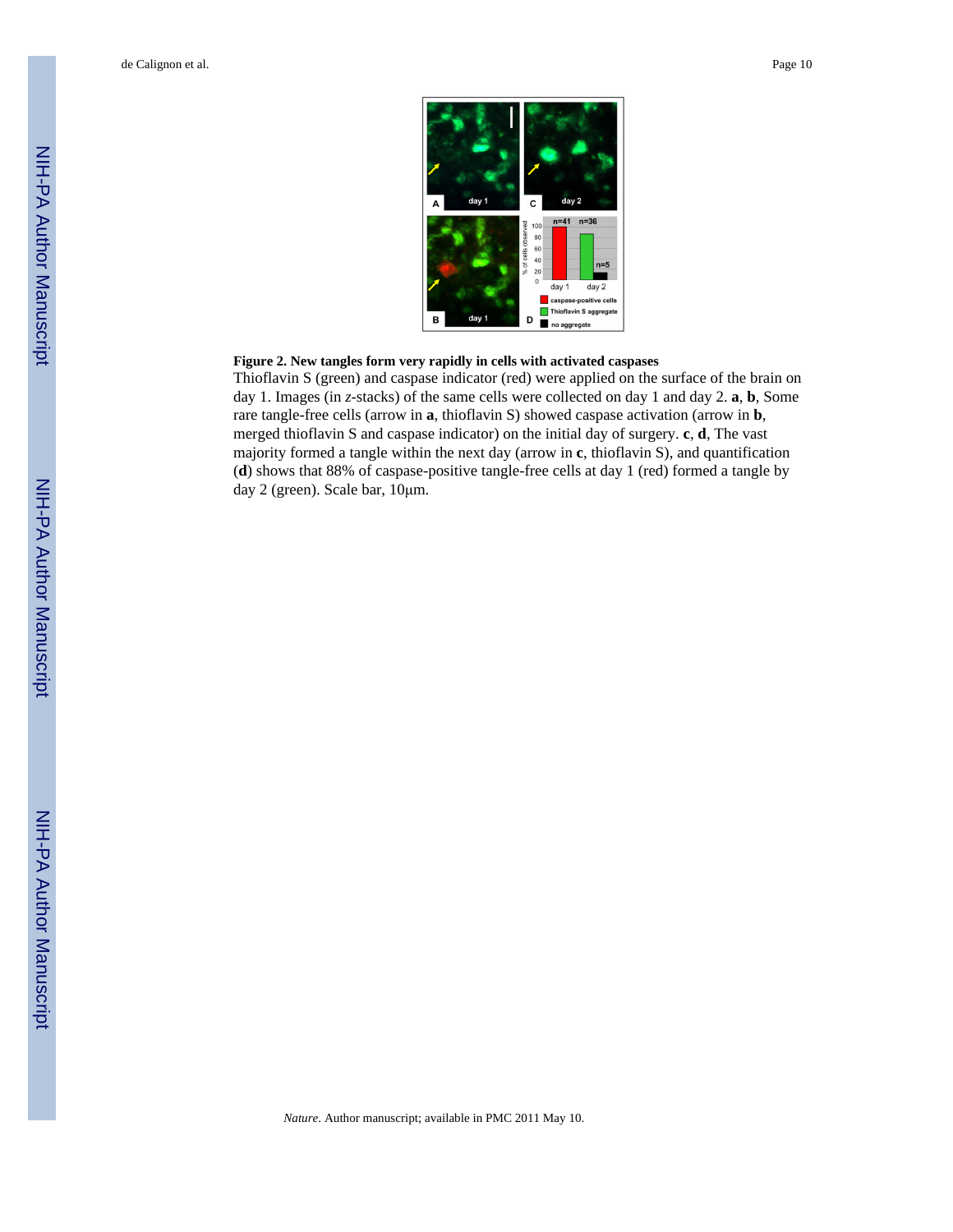**Figure 2. New tangles form very rapidly in cells with activated caspases**

Thioflavin S (green) and caspase indicator (red) were applied on the surface of the brain on day 1. Images (in *z*-stacks) of the same cells were collected on day 1 and day 2. **a**, **b**, Some rare tangle-free cells (arrow in **a**, thioflavin S) showed caspase activation (arrow in **b**, merged thioflavin S and caspase indicator) on the initial day of surgery. **c**, **d**, The vast majority formed a tangle within the next day (arrow in **c**, thioflavin S), and quantification (**d**) shows that 88% of caspase-positive tangle-free cells at day 1 (red) formed a tangle by day 2 (green). Scale bar, 10μm.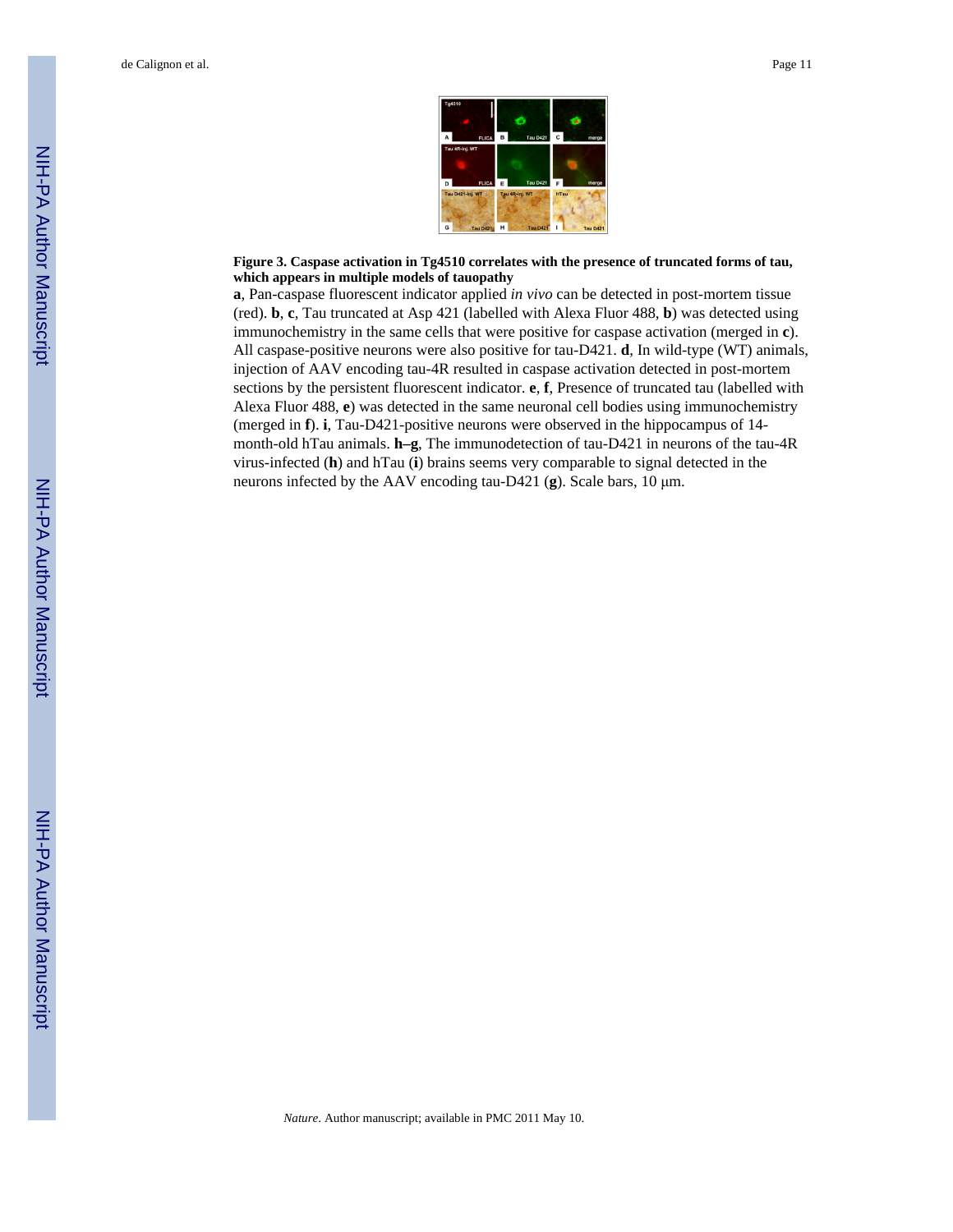**Figure 3. Caspase activation in Tg4510 correlates with the presence of truncated forms of tau, which appears in multiple models of tauopathy**

**a**, Pan-caspase fluorescent indicator applied *in vivo* can be detected in post-mortem tissue (red). **b**, **c**, Tau truncated at Asp 421 (labelled with Alexa Fluor 488, **b**) was detected using immunochemistry in the same cells that were positive for caspase activation (merged in **c**). All caspase-positive neurons were also positive for tau-D421. **d**, In wild-type (WT) animals, injection of AAV encoding tau-4R resulted in caspase activation detected in post-mortem sections by the persistent fluorescent indicator. **e**, **f**, Presence of truncated tau (labelled with Alexa Fluor 488, **e**) was detected in the same neuronal cell bodies using immunochemistry (merged in **f**). **i**, Tau-D421-positive neurons were observed in the hippocampus of 14-month-old hTau animals. **h–g**, The immunodetection of tau-D421 in neurons of the tau-4R virus-infected (**h**) and hTau (**i**) brains seems very comparable to signal detected in the neurons infected by the AAV encoding tau-D421 (**g**). Scale bars, 10 μm.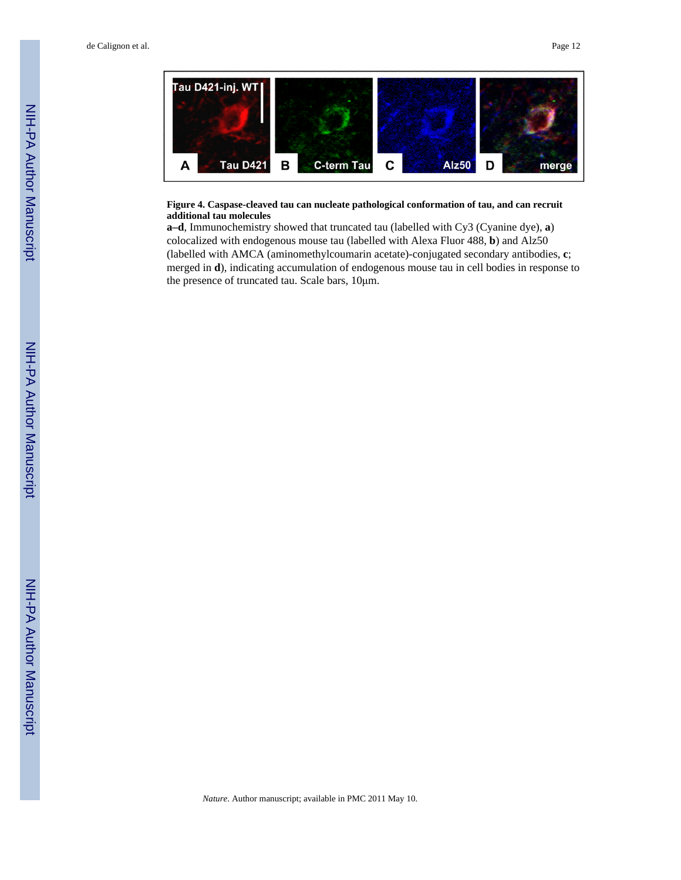**Figure 4. Caspase-cleaved tau can nucleate pathological conformation of tau, and can recruit additional tau molecules**

**a–d**, Immunochemistry showed that truncated tau (labelled with Cy3 (Cyanine dye), **a**) colocalized with endogenous mouse tau (labelled with Alexa Fluor 488, **b**) and Alz50 (labelled with AMCA (aminomethylcoumarin acetate)-conjugated secondary antibodies, **c**; merged in **d**), indicating accumulation of endogenous mouse tau in cell bodies in response to the presence of truncated tau. Scale bars, 10μm.